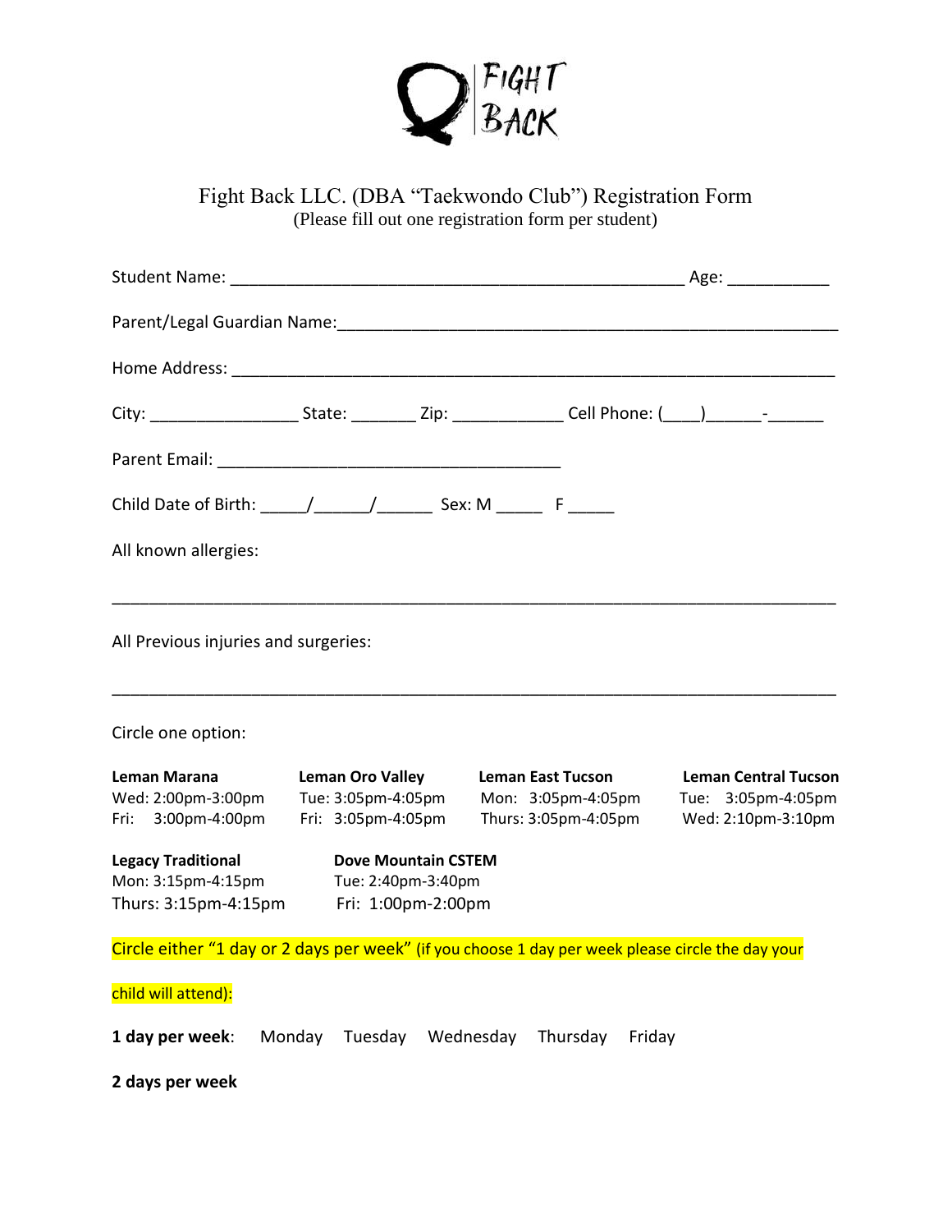FIGHT BACK

# Fight Back LLC. (DBA "Taekwondo Club") Registration Form

(Please fill out one registration form per student)

Student Name: _______________________________________________ Age: __________

Parent/Legal Guardian Name:_______________________________________________

Home Address: _______________________________________________________________

City: _______________ State: _______ Zip: ___________ Cell Phone: (____)______-______

Parent Email: ____________________________________

Child Date of Birth: _____/______/______ Sex: M _____ F _____

All known allergies:

___________________________________________________________________________

All Previous injuries and surgeries:

___________________________________________________________________________

Circle one option:

| **Leman Marana** | **Leman Oro Valley** | **Leman East Tucson** | **Leman Central Tucson** |
|---|---|---|---|
| Wed: 2:00pm-3:00pm | Tue: 3:05pm-4:05pm | Mon: 3:05pm-4:05pm | Tue: 3:05pm-4:05pm |
| Fri: 3:00pm-4:00pm | Fri: 3:05pm-4:05pm | Thurs: 3:05pm-4:05pm | Wed: 2:10pm-3:10pm |

| **Legacy Traditional** | **Dove Mountain CSTEM** |
|---|---|
| Mon: 3:15pm-4:15pm | Tue: 2:40pm-3:40pm |
| Thurs: 3:15pm-4:15pm | Fri: 1:00pm-2:00pm |

Circle either "1 day or 2 days per week" (if you choose 1 day per week please circle the day your child will attend):

**1 day per week**: Monday Tuesday Wednesday Thursday Friday

**2 days per week**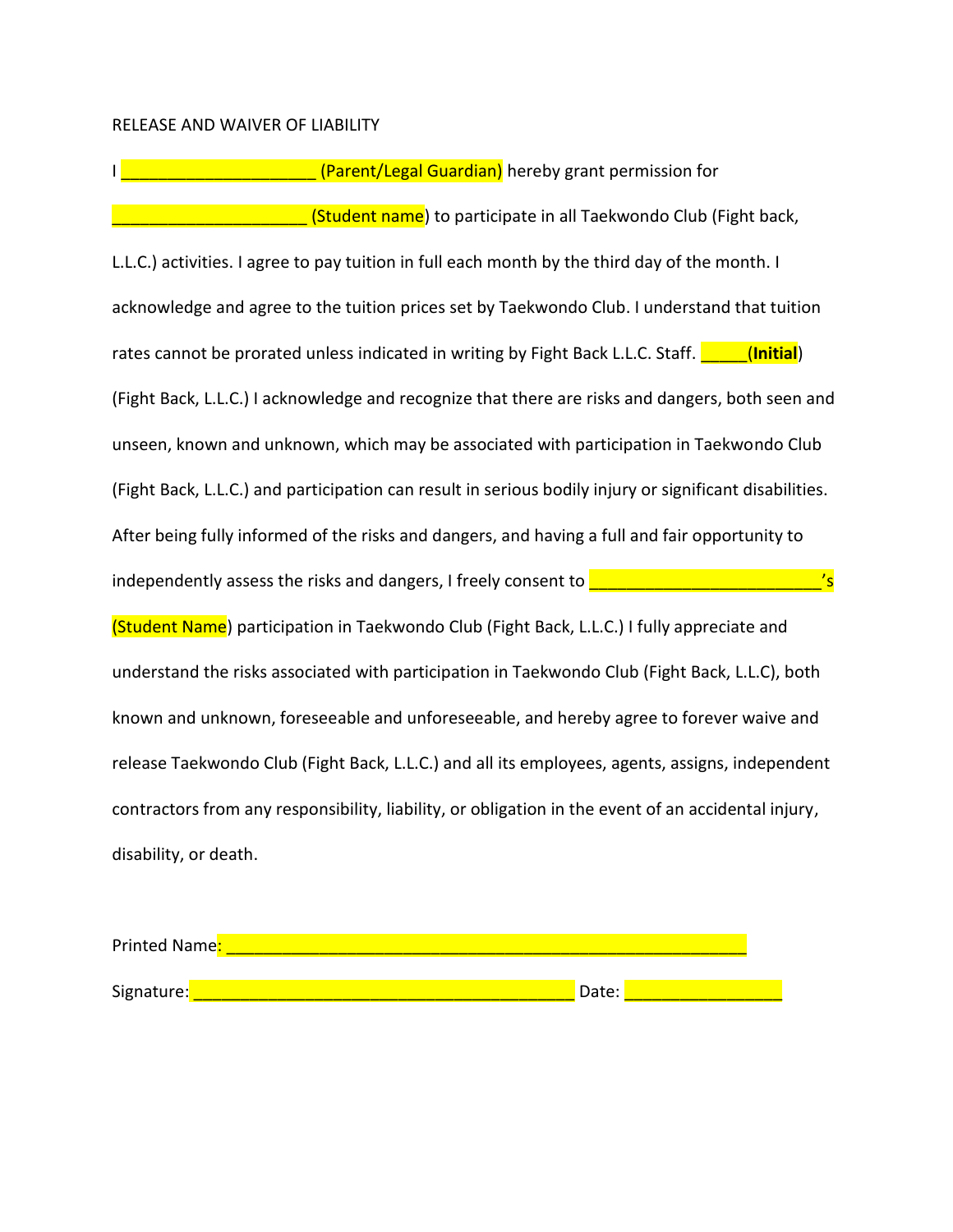RELEASE AND WAIVER OF LIABILITY

I _____________________ (Parent/Legal Guardian) hereby grant permission for

_____________________ (Student name) to participate in all Taekwondo Club (Fight back, L.L.C.) activities. I agree to pay tuition in full each month by the third day of the month. I acknowledge and agree to the tuition prices set by Taekwondo Club. I understand that tuition rates cannot be prorated unless indicated in writing by Fight Back L.L.C. Staff. _____(**Initial**) (Fight Back, L.L.C.) I acknowledge and recognize that there are risks and dangers, both seen and unseen, known and unknown, which may be associated with participation in Taekwondo Club (Fight Back, L.L.C.) and participation can result in serious bodily injury or significant disabilities. After being fully informed of the risks and dangers, and having a full and fair opportunity to independently assess the risks and dangers, I freely consent to _________________________'s (Student Name) participation in Taekwondo Club (Fight Back, L.L.C.) I fully appreciate and understand the risks associated with participation in Taekwondo Club (Fight Back, L.L.C), both known and unknown, foreseeable and unforeseeable, and hereby agree to forever waive and release Taekwondo Club (Fight Back, L.L.C.) and all its employees, agents, assigns, independent contractors from any responsibility, liability, or obligation in the event of an accidental injury, disability, or death.

Printed Name: ________________________________________________________

Signature: __________________________________________ Date: _________________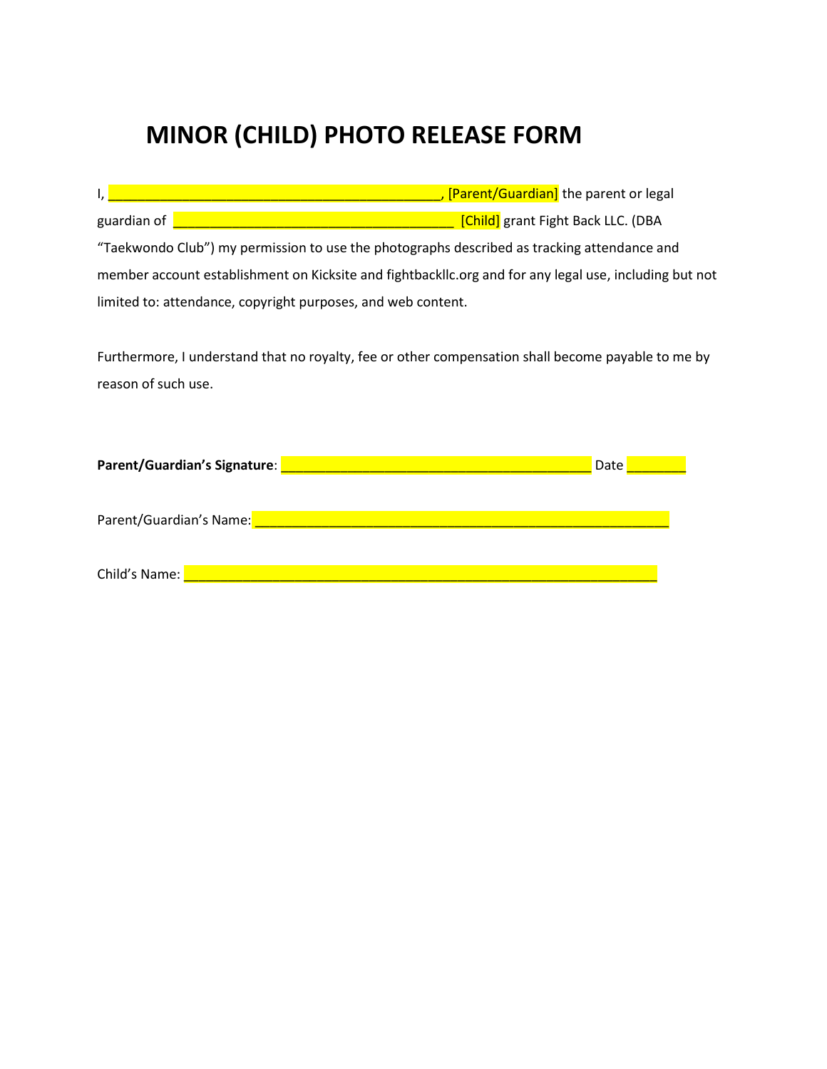# MINOR (CHILD) PHOTO RELEASE FORM

I, _____________________________________________, [Parent/Guardian] the parent or legal guardian of _____________________________________ [Child] grant Fight Back LLC. (DBA "Taekwondo Club") my permission to use the photographs described as tracking attendance and member account establishment on Kicksite and fightbackllc.org and for any legal use, including but not limited to: attendance, copyright purposes, and web content.

Furthermore, I understand that no royalty, fee or other compensation shall become payable to me by reason of such use.

**Parent/Guardian's Signature**: ________________________________________ Date ________

Parent/Guardian's Name: ______________________________________________________

Child's Name: ______________________________________________________________